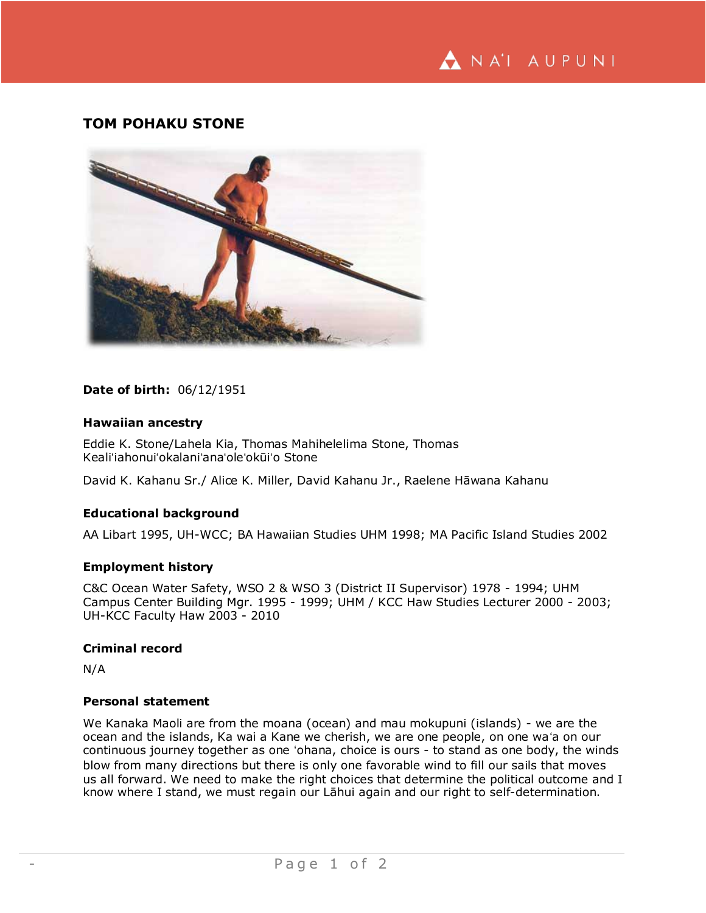# TOM POHAKU STONE

**Date of birth:** 06/12/1951

### Hawaiian ancestry

Eddie K. Stone/Lahela Kia, Thomas Mahihelelima Stone, Thomas Kealiʻiahonuiʻokalaniʻanaʻoleʻokūiʻo Stone

David K. Kahanu Sr./ Alice K. Miller, David Kahanu Jr., Raelene Hāwana Kahanu

### Educational background

AA Libart 1995, UH-WCC; BA Hawaiian Studies UHM 1998; MA Pacific Island Studies 2002

### Employment history

C&C Ocean Water Safety, WSO 2 & WSO 3 (District II Supervisor) 1978 - 1994; UHM Campus Center Building Mgr. 1995 - 1999; UHM / KCC Haw Studies Lecturer 2000 - 2003; UH-KCC Faculty Haw 2003 - 2010

### Criminal record

N/A

### Personal statement

We Kanaka Maoli are from the moana (ocean) and mau mokupuni (islands) - we are the ocean and the islands, Ka wai a Kane we cherish, we are one people, on one waʻa on our continuous journey together as one ʻohana, choice is ours - to stand as one body, the winds blow from many directions but there is only one favorable wind to fill our sails that moves us all forward. We need to make the right choices that determine the political outcome and I know where I stand, we must regain our Lāhui again and our right to self-determination.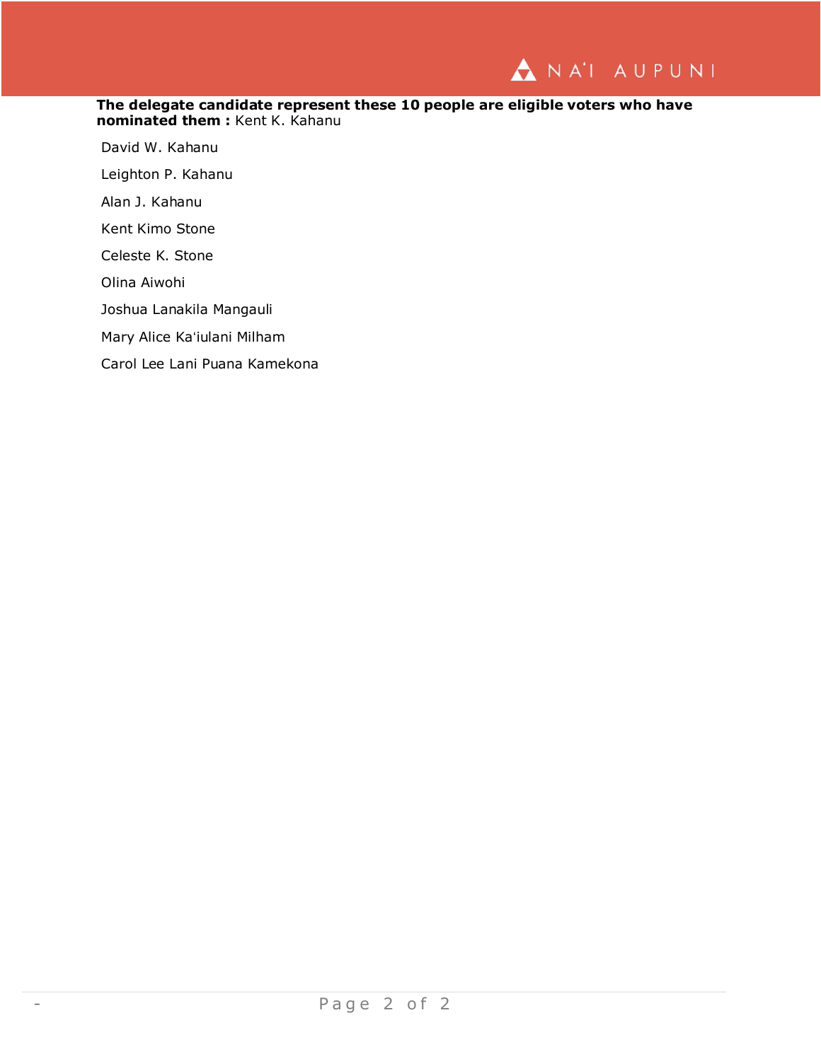**The delegate candidate represent these 10 people are eligible voters who have nominated them :** Kent K. Kahanu

David W. Kahanu

Leighton P. Kahanu

Alan J. Kahanu

Kent Kimo Stone

Celeste K. Stone

Olina Aiwohi

Joshua Lanakila Mangauli

Mary Alice Kaʻiulani Milham

Carol Lee Lani Puana Kamekona